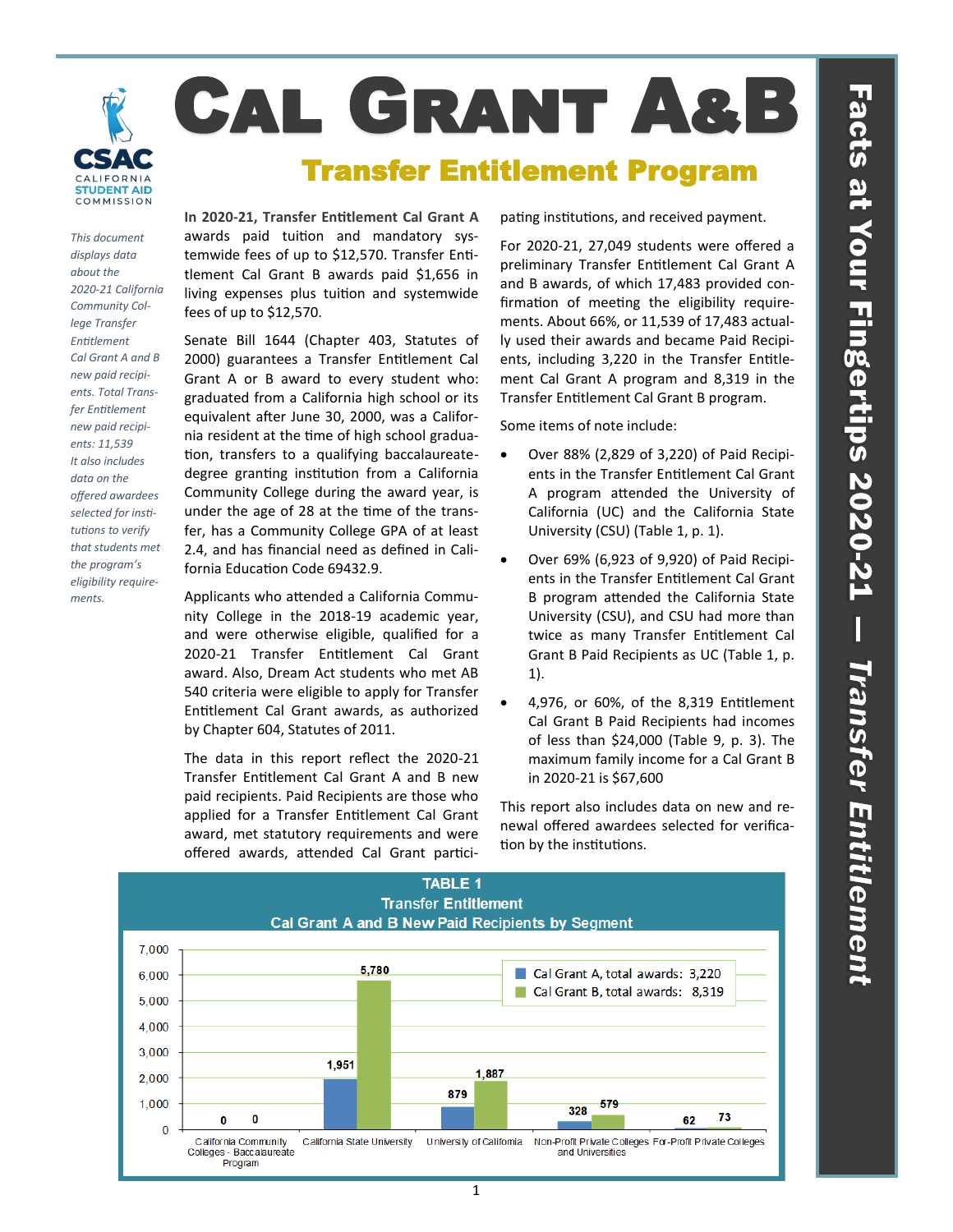# Cal Grant A&B

## Transfer Entitlement Program

*Facts at Your Fingertips 2020-21 — Transfer Entitlement*

*This document displays data about the 2020-21 California Community College Transfer Entitlement Cal Grant A and B new paid recipients. Total Transfer Entitlement new paid recipients: 11,539 It also includes data on the offered awardees selected for institutions to verify that students met the program's eligibility requirements.*

**In 2020-21, Transfer Entitlement Cal Grant A** awards paid tuition and mandatory systemwide fees of up to $12,570. Transfer Entitlement Cal Grant B awards paid $1,656 in living expenses plus tuition and systemwide fees of up to $12,570.

Senate Bill 1644 (Chapter 403, Statutes of 2000) guarantees a Transfer Entitlement Cal Grant A or B award to every student who: graduated from a California high school or its equivalent after June 30, 2000, was a California resident at the time of high school graduation, transfers to a qualifying baccalaureate-degree granting institution from a California Community College during the award year, is under the age of 28 at the time of the transfer, has a Community College GPA of at least 2.4, and has financial need as defined in California Education Code 69432.9.

Applicants who attended a California Community College in the 2018-19 academic year, and were otherwise eligible, qualified for a 2020-21 Transfer Entitlement Cal Grant award. Also, Dream Act students who met AB 540 criteria were eligible to apply for Transfer Entitlement Cal Grant awards, as authorized by Chapter 604, Statutes of 2011.

The data in this report reflect the 2020-21 Transfer Entitlement Cal Grant A and B new paid recipients. Paid Recipients are those who applied for a Transfer Entitlement Cal Grant award, met statutory requirements and were offered awards, attended Cal Grant participating institutions, and received payment.

For 2020-21, 27,049 students were offered a preliminary Transfer Entitlement Cal Grant A and B awards, of which 17,483 provided confirmation of meeting the eligibility requirements. About 66%, or 11,539 of 17,483 actually used their awards and became Paid Recipients, including 3,220 in the Transfer Entitlement Cal Grant A program and 8,319 in the Transfer Entitlement Cal Grant B program.

Some items of note include:

- Over 88% (2,829 of 3,220) of Paid Recipients in the Transfer Entitlement Cal Grant A program attended the University of California (UC) and the California State University (CSU) (Table 1, p. 1).
- Over 69% (6,923 of 9,920) of Paid Recipients in the Transfer Entitlement Cal Grant B program attended the California State University (CSU), and CSU had more than twice as many Transfer Entitlement Cal Grant B Paid Recipients as UC (Table 1, p. 1).
- 4,976, or 60%, of the 8,319 Entitlement Cal Grant B Paid Recipients had incomes of less than $24,000 (Table 9, p. 3). The maximum family income for a Cal Grant B in 2020-21 is $67,600

This report also includes data on new and renewal offered awardees selected for verification by the institutions.

**TABLE 1**
**Transfer Entitlement**
**Cal Grant A and B New Paid Recipients by Segment**

| Segment | Cal Grant A, total awards: 3,220 | Cal Grant B, total awards: 8,319 |
|---|---|---|
| California Community Colleges - Baccalaureate Program | 0 | 0 |
| California State University | 1,951 | 5,780 |
| University of California | 879 | 1,887 |
| Non-Profit Private Colleges and Universities | 328 | 579 |
| For-Profit Private Colleges | 62 | 73 |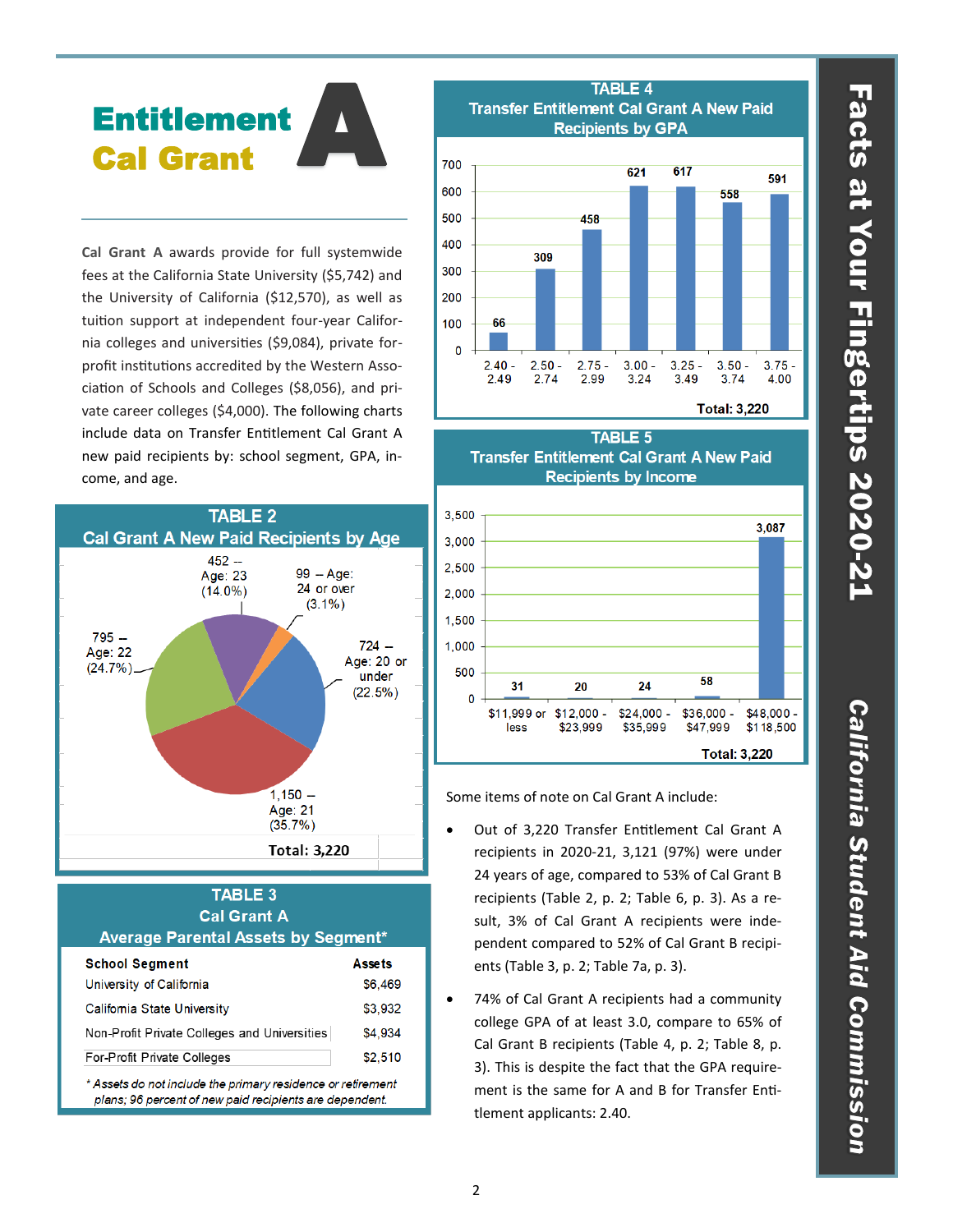# Entitlement Cal Grant A

**Cal Grant A** awards provide for full systemwide fees at the California State University ($5,742) and the University of California ($12,570), as well as tuition support at independent four-year California colleges and universities ($9,084), private for-profit institutions accredited by the Western Association of Schools and Colleges ($8,056), and private career colleges ($4,000). The following charts include data on Transfer Entitlement Cal Grant A new paid recipients by: school segment, GPA, income, and age.

## TABLE 2
## Cal Grant A New Paid Recipients by Age

| Age | Recipients | Percent |
|---|---|---|
| Age: 20 or under | 724 | (22.5%) |
| Age: 21 | 1,150 | (35.7%) |
| Age: 22 | 795 | (24.7%) |
| Age: 23 | 452 | (14.0%) |
| Age: 24 or over | 99 | (3.1%) |

**Total: 3,220**

## TABLE 3
## Cal Grant A Average Parental Assets by Segment*

| School Segment | Assets |
|---|---|
| University of California | $6,469 |
| California State University | $3,932 |
| Non-Profit Private Colleges and Universities | $4,934 |
| For-Profit Private Colleges | $2,510 |

*\* Assets do not include the primary residence or retirement plans; 96 percent of new paid recipients are dependent.*

## TABLE 4
## Transfer Entitlement Cal Grant A New Paid Recipients by GPA

| GPA | Recipients |
|---|---|
| 2.40 - 2.49 | 66 |
| 2.50 - 2.74 | 309 |
| 2.75 - 2.99 | 458 |
| 3.00 - 3.24 | 621 |
| 3.25 - 3.49 | 617 |
| 3.50 - 3.74 | 558 |
| 3.75 - 4.00 | 591 |

**Total: 3,220**

## TABLE 5
## Transfer Entitlement Cal Grant A New Paid Recipients by Income

| Income | Recipients |
|---|---|
| $11,999 or less | 31 |
| $12,000 - $23,999 | 20 |
| $24,000 - $35,999 | 24 |
| $36,000 - $47,999 | 58 |
| $48,000 - $118,500 | 3,087 |

**Total: 3,220**

Some items of note on Cal Grant A include:

- Out of 3,220 Transfer Entitlement Cal Grant A recipients in 2020-21, 3,121 (97%) were under 24 years of age, compared to 53% of Cal Grant B recipients (Table 2, p. 2; Table 6, p. 3). As a result, 3% of Cal Grant A recipients were independent compared to 52% of Cal Grant B recipients (Table 3, p. 2; Table 7a, p. 3).
- 74% of Cal Grant A recipients had a community college GPA of at least 3.0, compare to 65% of Cal Grant B recipients (Table 4, p. 2; Table 8, p. 3). This is despite the fact that the GPA requirement is the same for A and B for Transfer Entitlement applicants: 2.40.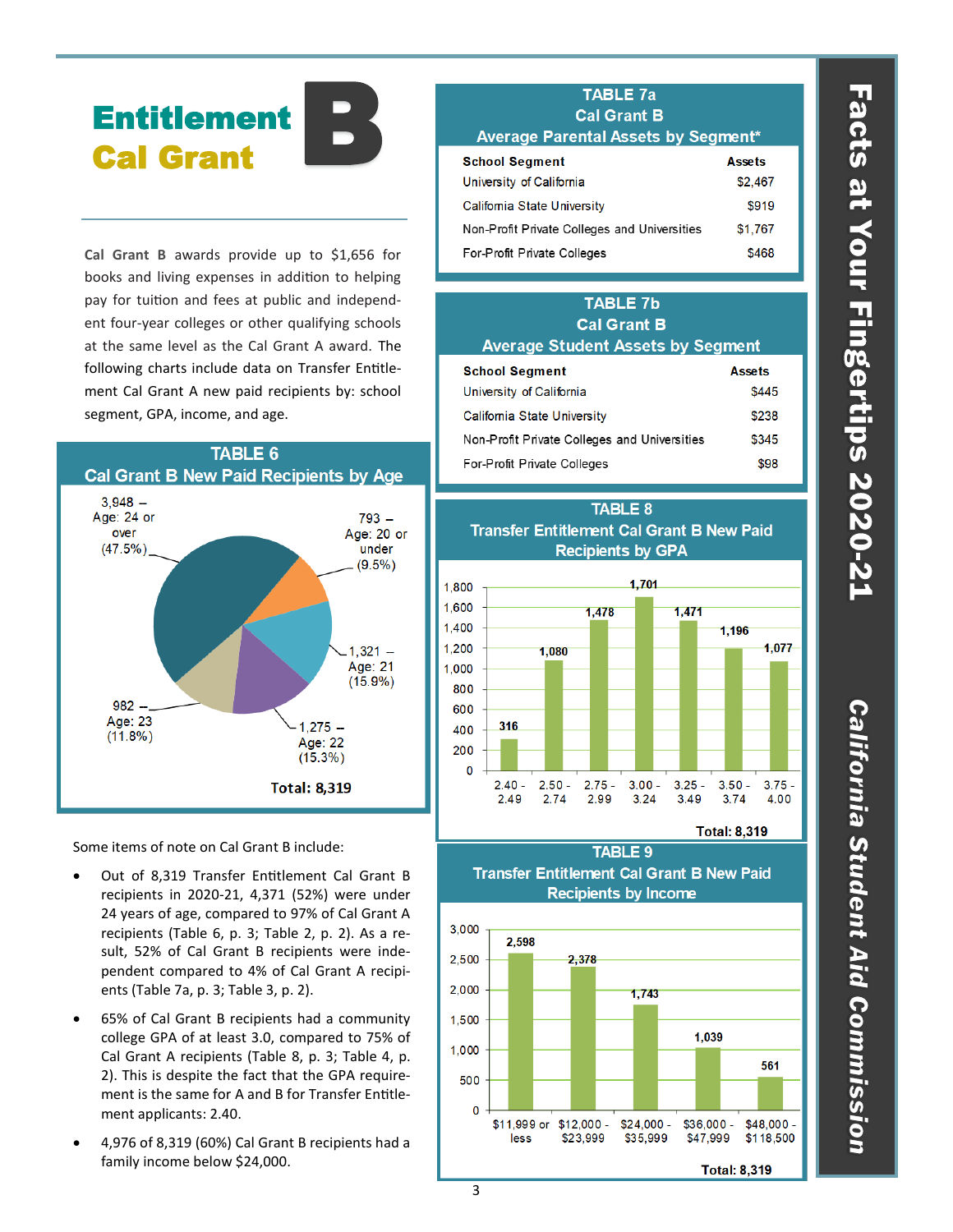# Entitlement Cal Grant B

Cal Grant B awards provide up to $1,656 for books and living expenses in addition to helping pay for tuition and fees at public and independent four-year colleges or other qualifying schools at the same level as the Cal Grant A award. The following charts include data on Transfer Entitlement Cal Grant A new paid recipients by: school segment, GPA, income, and age.

## TABLE 6
### Cal Grant B New Paid Recipients by Age

| Age | Recipients | Percent |
|---|---|---|
| Age: 20 or under | 793 | 9.5% |
| Age: 21 | 1,321 | 15.9% |
| Age: 22 | 1,275 | 15.3% |
| Age: 23 | 982 | 11.8% |
| Age: 24 or over | 3,948 | 47.5% |

**Total: 8,319**

Some items of note on Cal Grant B include:

- Out of 8,319 Transfer Entitlement Cal Grant B recipients in 2020-21, 4,371 (52%) were under 24 years of age, compared to 97% of Cal Grant A recipients (Table 6, p. 3; Table 2, p. 2). As a result, 52% of Cal Grant B recipients were independent compared to 4% of Cal Grant A recipients (Table 7a, p. 3; Table 3, p. 2).
- 65% of Cal Grant B recipients had a community college GPA of at least 3.0, compared to 75% of Cal Grant A recipients (Table 8, p. 3; Table 4, p. 2). This is despite the fact that the GPA requirement is the same for A and B for Transfer Entitlement applicants: 2.40.
- 4,976 of 8,319 (60%) Cal Grant B recipients had a family income below $24,000.

## TABLE 7a
### Cal Grant B
### Average Parental Assets by Segment*

| School Segment | Assets |
|---|---|
| University of California | $2,467 |
| California State University | $919 |
| Non-Profit Private Colleges and Universities | $1,767 |
| For-Profit Private Colleges | $468 |

## TABLE 7b
### Cal Grant B
### Average Student Assets by Segment

| School Segment | Assets |
|---|---|
| University of California | $445 |
| California State University | $238 |
| Non-Profit Private Colleges and Universities | $345 |
| For-Profit Private Colleges | $98 |

## TABLE 8
### Transfer Entitlement Cal Grant B New Paid Recipients by GPA

| GPA | Recipients |
|---|---|
| 2.40 - 2.49 | 316 |
| 2.50 - 2.74 | 1,080 |
| 2.75 - 2.99 | 1,478 |
| 3.00 - 3.24 | 1,701 |
| 3.25 - 3.49 | 1,471 |
| 3.50 - 3.74 | 1,196 |
| 3.75 - 4.00 | 1,077 |

**Total: 8,319**

## TABLE 9
### Transfer Entitlement Cal Grant B New Paid Recipients by Income

| Income | Recipients |
|---|---|
| $11,999 or less | 2,598 |
| $12,000 - $23,999 | 2,378 |
| $24,000 - $35,999 | 1,743 |
| $36,000 - $47,999 | 1,039 |
| $48,000 - $118,500 | 561 |

**Total: 8,319**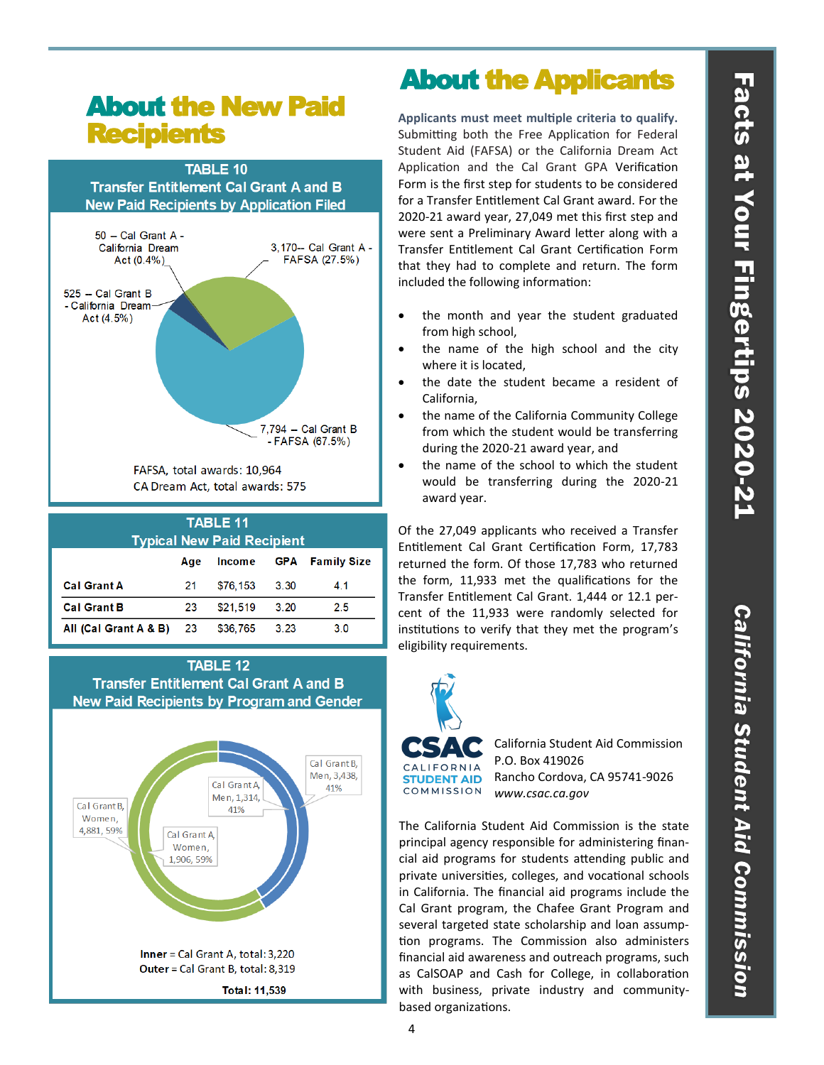## About the New Paid Recipients

**TABLE 10**
**Transfer Entitlement Cal Grant A and B New Paid Recipients by Application Filed**

50 – Cal Grant A - California Dream Act (0.4%)

3,170-- Cal Grant A - FAFSA (27.5%)

525 – Cal Grant B - California Dream Act (4.5%)

7,794 – Cal Grant B - FAFSA (67.5%)

FAFSA, total awards: 10,964
CA Dream Act, total awards: 575

**TABLE 11**
**Typical New Paid Recipient**

| | Age | Income | GPA | Family Size |
|---|---|---|---|---|
| **Cal Grant A** | 21 | $76,153 | 3.30 | 4.1 |
| **Cal Grant B** | 23 | $21,519 | 3.20 | 2.5 |
| **All (Cal Grant A & B)** | 23 | $36,765 | 3.23 | 3.0 |

**TABLE 12**
**Transfer Entitlement Cal Grant A and B New Paid Recipients by Program and Gender**

Cal Grant B, Men, 3,438, 41%

Cal Grant A, Men, 1,314, 41%

Cal Grant B, Women, 4,881, 59%

Cal Grant A, Women, 1,906, 59%

**Inner** = Cal Grant A, total: 3,220
**Outer** = Cal Grant B, total: 8,319

**Total: 11,539**

## About the Applicants

**Applicants must meet multiple criteria to qualify.** Submitting both the Free Application for Federal Student Aid (FAFSA) or the California Dream Act Application and the Cal Grant GPA Verification Form is the first step for students to be considered for a Transfer Entitlement Cal Grant award. For the 2020-21 award year, 27,049 met this first step and were sent a Preliminary Award letter along with a Transfer Entitlement Cal Grant Certification Form that they had to complete and return. The form included the following information:

- the month and year the student graduated from high school,
- the name of the high school and the city where it is located,
- the date the student became a resident of California,
- the name of the California Community College from which the student would be transferring during the 2020-21 award year, and
- the name of the school to which the student would be transferring during the 2020-21 award year.

Of the 27,049 applicants who received a Transfer Entitlement Cal Grant Certification Form, 17,783 returned the form. Of those 17,783 who returned the form, 11,933 met the qualifications for the Transfer Entitlement Cal Grant. 1,444 or 12.1 percent of the 11,933 were randomly selected for institutions to verify that they met the program's eligibility requirements.

CSAC
CALIFORNIA STUDENT AID COMMISSION

California Student Aid Commission
P.O. Box 419026
Rancho Cordova, CA 95741-9026
*www.csac.ca.gov*

The California Student Aid Commission is the state principal agency responsible for administering financial aid programs for students attending public and private universities, colleges, and vocational schools in California. The financial aid programs include the Cal Grant program, the Chafee Grant Program and several targeted state scholarship and loan assumption programs. The Commission also administers financial aid awareness and outreach programs, such as CalSOAP and Cash for College, in collaboration with business, private industry and community-based organizations.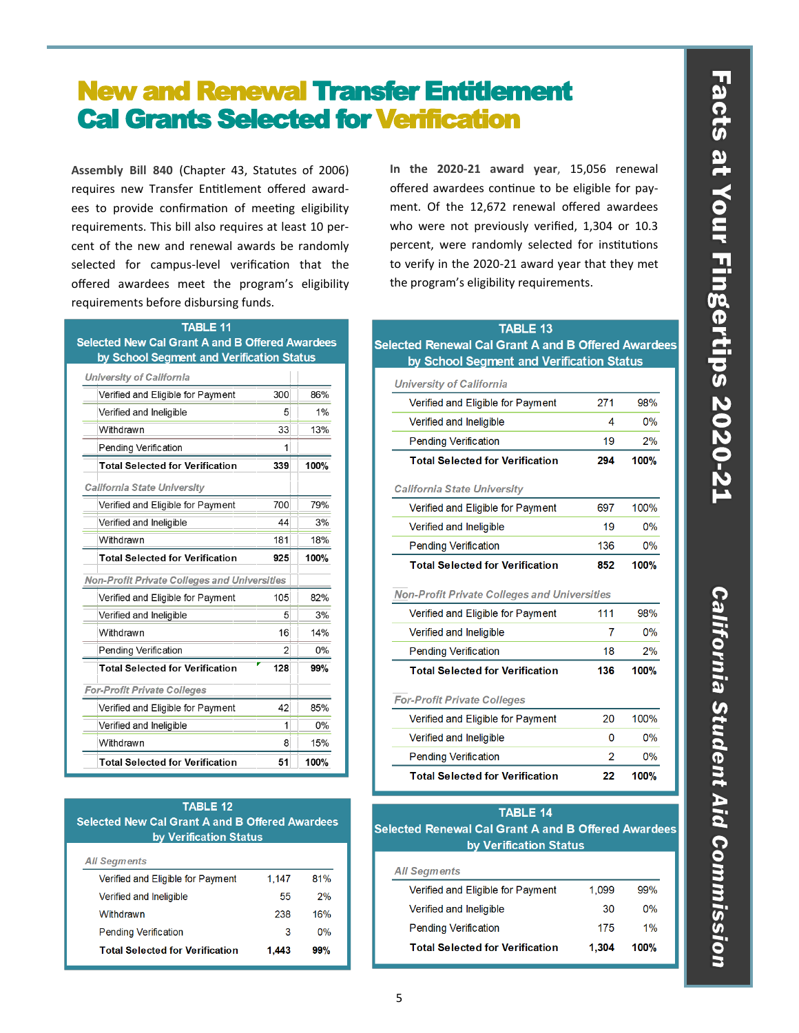# New and Renewal Transfer Entitlement Cal Grants Selected for Verification

**Assembly Bill 840** (Chapter 43, Statutes of 2006) requires new Transfer Entitlement offered awardees to provide confirmation of meeting eligibility requirements. This bill also requires at least 10 percent of the new and renewal awards be randomly selected for campus-level verification that the offered awardees meet the program's eligibility requirements before disbursing funds.

**In the 2020-21 award year**, 15,056 renewal offered awardees continue to be eligible for payment. Of the 12,672 renewal offered awardees who were not previously verified, 1,304 or 10.3 percent, were randomly selected for institutions to verify in the 2020-21 award year that they met the program's eligibility requirements.

**TABLE 11**
**Selected New Cal Grant A and B Offered Awardees by School Segment and Verification Status**

| | | |
|---|---|---|
| *University of California* | | |
| Verified and Eligible for Payment | 300 | 86% |
| Verified and Ineligible | 5 | 1% |
| Withdrawn | 33 | 13% |
| Pending Verification | 1 | |
| **Total Selected for Verification** | **339** | **100%** |
| *California State University* | | |
| Verified and Eligible for Payment | 700 | 79% |
| Verified and Ineligible | 44 | 3% |
| Withdrawn | 181 | 18% |
| **Total Selected for Verification** | **925** | **100%** |
| *Non-Profit Private Colleges and Universities* | | |
| Verified and Eligible for Payment | 105 | 82% |
| Verified and Ineligible | 5 | 3% |
| Withdrawn | 16 | 14% |
| Pending Verification | 2 | 0% |
| **Total Selected for Verification** | **128** | **99%** |
| *For-Profit Private Colleges* | | |
| Verified and Eligible for Payment | 42 | 85% |
| Verified and Ineligible | 1 | 0% |
| Withdrawn | 8 | 15% |
| **Total Selected for Verification** | **51** | **100%** |

**TABLE 12**
**Selected New Cal Grant A and B Offered Awardees by Verification Status**

| | | |
|---|---|---|
| *All Segments* | | |
| Verified and Eligible for Payment | 1,147 | 81% |
| Verified and Ineligible | 55 | 2% |
| Withdrawn | 238 | 16% |
| Pending Verification | 3 | 0% |
| **Total Selected for Verification** | **1,443** | **99%** |

**TABLE 13**
**Selected Renewal Cal Grant A and B Offered Awardees by School Segment and Verification Status**

| | | |
|---|---|---|
| *University of California* | | |
| Verified and Eligible for Payment | 271 | 98% |
| Verified and Ineligible | 4 | 0% |
| Pending Verification | 19 | 2% |
| **Total Selected for Verification** | **294** | **100%** |
| *California State University* | | |
| Verified and Eligible for Payment | 697 | 100% |
| Verified and Ineligible | 19 | 0% |
| Pending Verification | 136 | 0% |
| **Total Selected for Verification** | **852** | **100%** |
| *Non-Profit Private Colleges and Universities* | | |
| Verified and Eligible for Payment | 111 | 98% |
| Verified and Ineligible | 7 | 0% |
| Pending Verification | 18 | 2% |
| **Total Selected for Verification** | **136** | **100%** |
| *For-Profit Private Colleges* | | |
| Verified and Eligible for Payment | 20 | 100% |
| Verified and Ineligible | 0 | 0% |
| Pending Verification | 2 | 0% |
| **Total Selected for Verification** | **22** | **100%** |

**TABLE 14**
**Selected Renewal Cal Grant A and B Offered Awardees by Verification Status**

| | | |
|---|---|---|
| *All Segments* | | |
| Verified and Eligible for Payment | 1,099 | 99% |
| Verified and Ineligible | 30 | 0% |
| Pending Verification | 175 | 1% |
| **Total Selected for Verification** | **1,304** | **100%** |